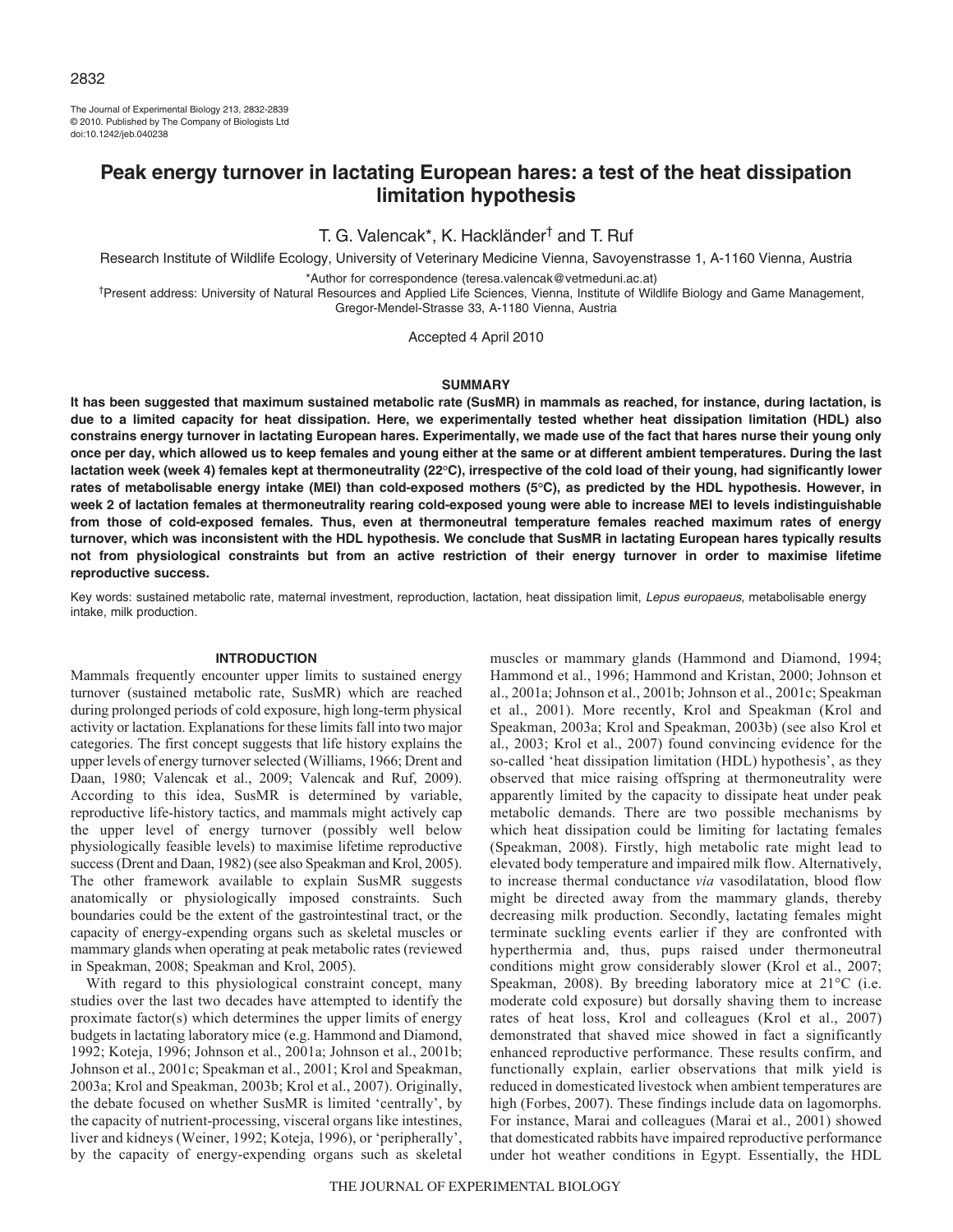# Peak energy turnover in lactating European hares: a test of the heat dissipation limitation hypothesis

T. G. Valencak*, K. Hackländer[†] and T. Ruf

Research Institute of Wildlife Ecology, University of Veterinary Medicine Vienna, Savoyenstrasse 1, A-1160 Vienna, Austria

*Author for correspondence (teresa.valencak@vetmeduni.ac.at)

[†]Present address: University of Natural Resources and Applied Life Sciences, Vienna, Institute of Wildlife Biology and Game Management, Gregor-Mendel-Strasse 33, A-1180 Vienna, Austria

Accepted 4 April 2010

## SUMMARY

**It has been suggested that maximum sustained metabolic rate (SusMR) in mammals as reached, for instance, during lactation, is due to a limited capacity for heat dissipation. Here, we experimentally tested whether heat dissipation limitation (HDL) also constrains energy turnover in lactating European hares. Experimentally, we made use of the fact that hares nurse their young only once per day, which allowed us to keep females and young either at the same or at different ambient temperatures. During the last lactation week (week 4) females kept at thermoneutrality (22°C), irrespective of the cold load of their young, had significantly lower rates of metabolisable energy intake (MEI) than cold-exposed mothers (5°C), as predicted by the HDL hypothesis. However, in week 2 of lactation females at thermoneutrality rearing cold-exposed young were able to increase MEI to levels indistinguishable from those of cold-exposed females. Thus, even at thermoneutral temperature females reached maximum rates of energy turnover, which was inconsistent with the HDL hypothesis. We conclude that SusMR in lactating European hares typically results not from physiological constraints but from an active restriction of their energy turnover in order to maximise lifetime reproductive success.**

Key words: sustained metabolic rate, maternal investment, reproduction, lactation, heat dissipation limit, *Lepus europaeus*, metabolisable energy intake, milk production.

## INTRODUCTION

Mammals frequently encounter upper limits to sustained energy turnover (sustained metabolic rate, SusMR) which are reached during prolonged periods of cold exposure, high long-term physical activity or lactation. Explanations for these limits fall into two major categories. The first concept suggests that life history explains the upper levels of energy turnover selected (Williams, 1966; Drent and Daan, 1980; Valencak et al., 2009; Valencak and Ruf, 2009). According to this idea, SusMR is determined by variable, reproductive life-history tactics, and mammals might actively cap the upper level of energy turnover (possibly well below physiologically feasible levels) to maximise lifetime reproductive success (Drent and Daan, 1982) (see also Speakman and Krol, 2005). The other framework available to explain SusMR suggests anatomically or physiologically imposed constraints. Such boundaries could be the extent of the gastrointestinal tract, or the capacity of energy-expending organs such as skeletal muscles or mammary glands when operating at peak metabolic rates (reviewed in Speakman, 2008; Speakman and Krol, 2005).

With regard to this physiological constraint concept, many studies over the last two decades have attempted to identify the proximate factor(s) which determines the upper limits of energy budgets in lactating laboratory mice (e.g. Hammond and Diamond, 1992; Koteja, 1996; Johnson et al., 2001a; Johnson et al., 2001b; Johnson et al., 2001c; Speakman et al., 2001; Krol and Speakman, 2003a; Krol and Speakman, 2003b; Krol et al., 2007). Originally, the debate focused on whether SusMR is limited 'centrally', by the capacity of nutrient-processing, visceral organs like intestines, liver and kidneys (Weiner, 1992; Koteja, 1996), or 'peripherally', by the capacity of energy-expending organs such as skeletal muscles or mammary glands (Hammond and Diamond, 1994; Hammond et al., 1996; Hammond and Kristan, 2000; Johnson et al., 2001a; Johnson et al., 2001b; Johnson et al., 2001c; Speakman et al., 2001). More recently, Krol and Speakman (Krol and Speakman, 2003a; Krol and Speakman, 2003b) (see also Krol et al., 2003; Krol et al., 2007) found convincing evidence for the so-called 'heat dissipation limitation (HDL) hypothesis', as they observed that mice raising offspring at thermoneutrality were apparently limited by the capacity to dissipate heat under peak metabolic demands. There are two possible mechanisms by which heat dissipation could be limiting for lactating females (Speakman, 2008). Firstly, high metabolic rate might lead to elevated body temperature and impaired milk flow. Alternatively, to increase thermal conductance *via* vasodilatation, blood flow might be directed away from the mammary glands, thereby decreasing milk production. Secondly, lactating females might terminate suckling events earlier if they are confronted with hyperthermia and, thus, pups raised under thermoneutral conditions might grow considerably slower (Krol et al., 2007; Speakman, 2008). By breeding laboratory mice at 21°C (i.e. moderate cold exposure) but dorsally shaving them to increase rates of heat loss, Krol and colleagues (Krol et al., 2007) demonstrated that shaved mice showed in fact a significantly enhanced reproductive performance. These results confirm, and functionally explain, earlier observations that milk yield is reduced in domesticated livestock when ambient temperatures are high (Forbes, 2007). These findings include data on lagomorphs. For instance, Marai and colleagues (Marai et al., 2001) showed that domesticated rabbits have impaired reproductive performance under hot weather conditions in Egypt. Essentially, the HDL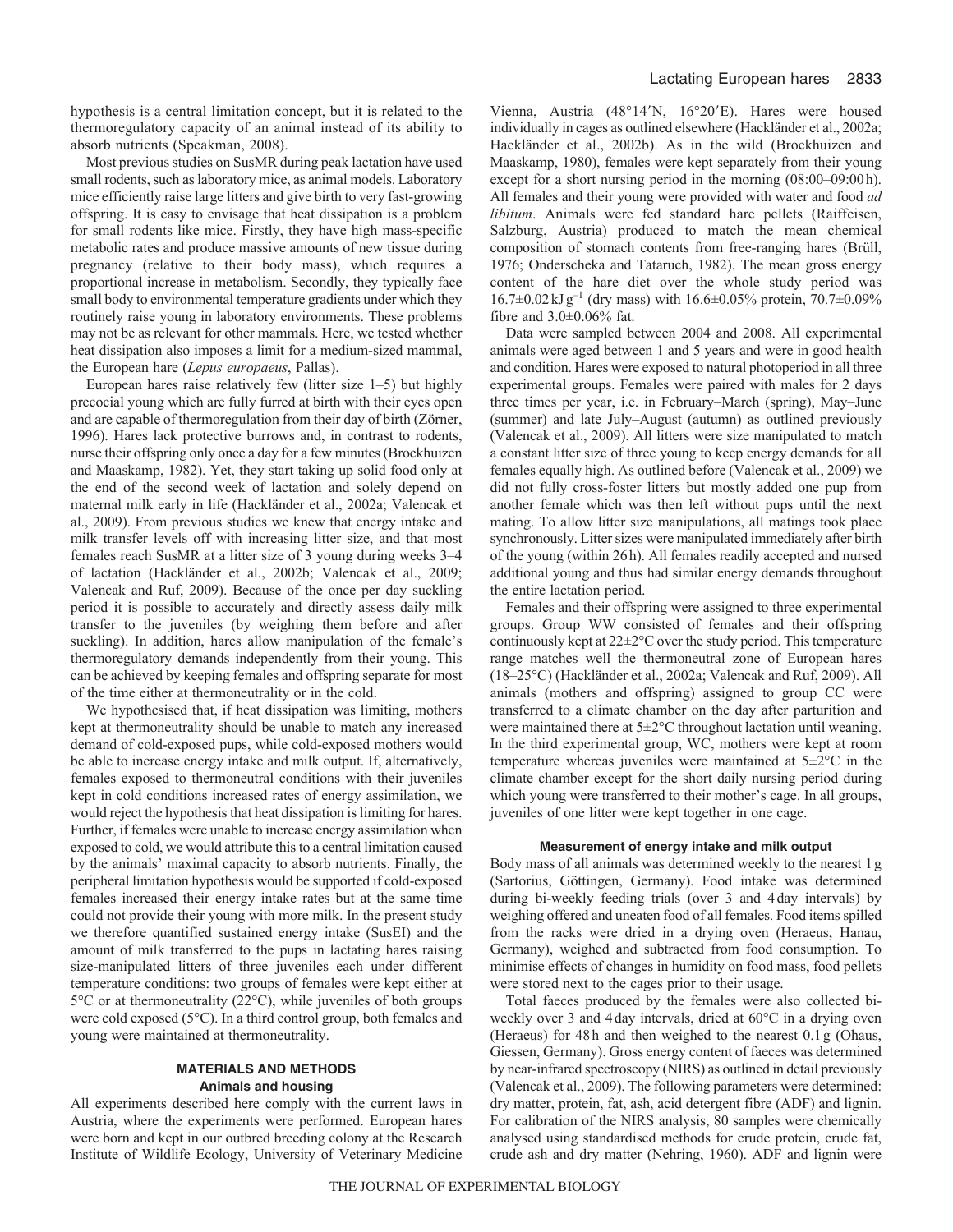hypothesis is a central limitation concept, but it is related to the thermoregulatory capacity of an animal instead of its ability to absorb nutrients (Speakman, 2008).

Most previous studies on SusMR during peak lactation have used small rodents, such as laboratory mice, as animal models. Laboratory mice efficiently raise large litters and give birth to very fast-growing offspring. It is easy to envisage that heat dissipation is a problem for small rodents like mice. Firstly, they have high mass-specific metabolic rates and produce massive amounts of new tissue during pregnancy (relative to their body mass), which requires a proportional increase in metabolism. Secondly, they typically face small body to environmental temperature gradients under which they routinely raise young in laboratory environments. These problems may not be as relevant for other mammals. Here, we tested whether heat dissipation also imposes a limit for a medium-sized mammal, the European hare (*Lepus europaeus*, Pallas).

European hares raise relatively few (litter size 1–5) but highly precocial young which are fully furred at birth with their eyes open and are capable of thermoregulation from their day of birth (Zörner, 1996). Hares lack protective burrows and, in contrast to rodents, nurse their offspring only once a day for a few minutes (Broekhuizen and Maaskamp, 1982). Yet, they start taking up solid food only at the end of the second week of lactation and solely depend on maternal milk early in life (Hackländer et al., 2002a; Valencak et al., 2009). From previous studies we knew that energy intake and milk transfer levels off with increasing litter size, and that most females reach SusMR at a litter size of 3 young during weeks 3–4 of lactation (Hackländer et al., 2002b; Valencak et al., 2009; Valencak and Ruf, 2009). Because of the once per day suckling period it is possible to accurately and directly assess daily milk transfer to the juveniles (by weighing them before and after suckling). In addition, hares allow manipulation of the female's thermoregulatory demands independently from their young. This can be achieved by keeping females and offspring separate for most of the time either at thermoneutrality or in the cold.

We hypothesised that, if heat dissipation was limiting, mothers kept at thermoneutrality should be unable to match any increased demand of cold-exposed pups, while cold-exposed mothers would be able to increase energy intake and milk output. If, alternatively, females exposed to thermoneutral conditions with their juveniles kept in cold conditions increased rates of energy assimilation, we would reject the hypothesis that heat dissipation is limiting for hares. Further, if females were unable to increase energy assimilation when exposed to cold, we would attribute this to a central limitation caused by the animals' maximal capacity to absorb nutrients. Finally, the peripheral limitation hypothesis would be supported if cold-exposed females increased their energy intake rates but at the same time could not provide their young with more milk. In the present study we therefore quantified sustained energy intake (SusEI) and the amount of milk transferred to the pups in lactating hares raising size-manipulated litters of three juveniles each under different temperature conditions: two groups of females were kept either at 5°C or at thermoneutrality (22°C), while juveniles of both groups were cold exposed (5°C). In a third control group, both females and young were maintained at thermoneutrality.

## MATERIALS AND METHODS

### Animals and housing

All experiments described here comply with the current laws in Austria, where the experiments were performed. European hares were born and kept in our outbred breeding colony at the Research Institute of Wildlife Ecology, University of Veterinary Medicine Vienna, Austria (48°14′N, 16°20′E). Hares were housed individually in cages as outlined elsewhere (Hackländer et al., 2002a; Hackländer et al., 2002b). As in the wild (Broekhuizen and Maaskamp, 1980), females were kept separately from their young except for a short nursing period in the morning (08:00–09:00 h). All females and their young were provided with water and food *ad libitum*. Animals were fed standard hare pellets (Raiffeisen, Salzburg, Austria) produced to match the mean chemical composition of stomach contents from free-ranging hares (Brüll, 1976; Onderscheka and Tataruch, 1982). The mean gross energy content of the hare diet over the whole study period was 16.7±0.02 kJ g$^{-1}$ (dry mass) with 16.6±0.05% protein, 70.7±0.09% fibre and 3.0±0.06% fat.

Data were sampled between 2004 and 2008. All experimental animals were aged between 1 and 5 years and were in good health and condition. Hares were exposed to natural photoperiod in all three experimental groups. Females were paired with males for 2 days three times per year, i.e. in February–March (spring), May–June (summer) and late July–August (autumn) as outlined previously (Valencak et al., 2009). All litters were size manipulated to match a constant litter size of three young to keep energy demands for all females equally high. As outlined before (Valencak et al., 2009) we did not fully cross-foster litters but mostly added one pup from another female which was then left without pups until the next mating. To allow litter size manipulations, all matings took place synchronously. Litter sizes were manipulated immediately after birth of the young (within 26 h). All females readily accepted and nursed additional young and thus had similar energy demands throughout the entire lactation period.

Females and their offspring were assigned to three experimental groups. Group WW consisted of females and their offspring continuously kept at 22±2°C over the study period. This temperature range matches well the thermoneutral zone of European hares (18–25°C) (Hackländer et al., 2002a; Valencak and Ruf, 2009). All animals (mothers and offspring) assigned to group CC were transferred to a climate chamber on the day after parturition and were maintained there at 5±2°C throughout lactation until weaning. In the third experimental group, WC, mothers were kept at room temperature whereas juveniles were maintained at 5±2°C in the climate chamber except for the short daily nursing period during which young were transferred to their mother's cage. In all groups, juveniles of one litter were kept together in one cage.

### Measurement of energy intake and milk output

Body mass of all animals was determined weekly to the nearest 1 g (Sartorius, Göttingen, Germany). Food intake was determined during bi-weekly feeding trials (over 3 and 4 day intervals) by weighing offered and uneaten food of all females. Food items spilled from the racks were dried in a drying oven (Heraeus, Hanau, Germany), weighed and subtracted from food consumption. To minimise effects of changes in humidity on food mass, food pellets were stored next to the cages prior to their usage.

Total faeces produced by the females were also collected bi-weekly over 3 and 4 day intervals, dried at 60°C in a drying oven (Heraeus) for 48 h and then weighed to the nearest 0.1 g (Ohaus, Giessen, Germany). Gross energy content of faeces was determined by near-infrared spectroscopy (NIRS) as outlined in detail previously (Valencak et al., 2009). The following parameters were determined: dry matter, protein, fat, ash, acid detergent fibre (ADF) and lignin. For calibration of the NIRS analysis, 80 samples were chemically analysed using standardised methods for crude protein, crude fat, crude ash and dry matter (Nehring, 1960). ADF and lignin were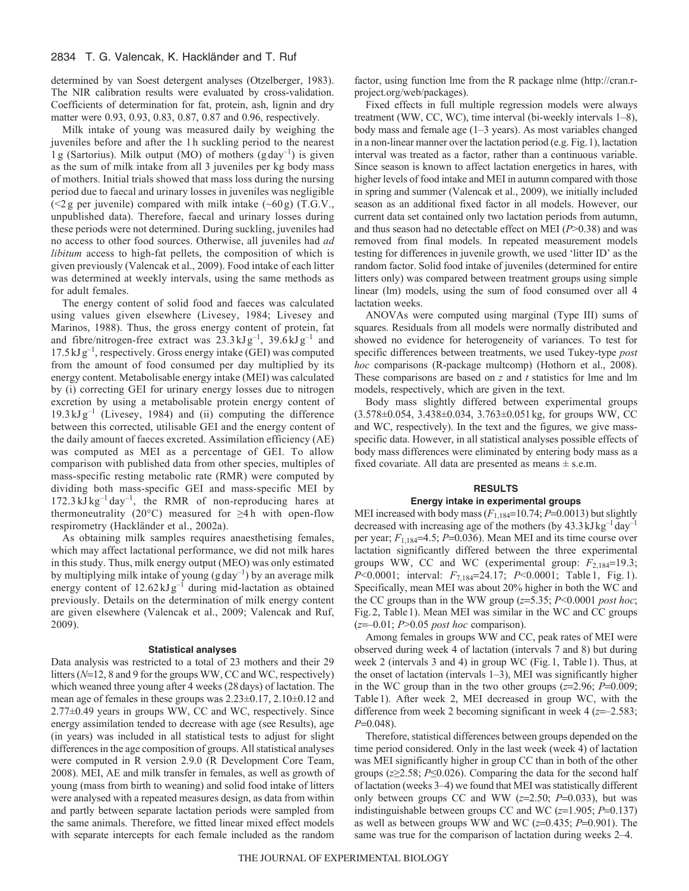determined by van Soest detergent analyses (Otzelberger, 1983). The NIR calibration results were evaluated by cross-validation. Coefficients of determination for fat, protein, ash, lignin and dry matter were 0.93, 0.93, 0.83, 0.87, 0.87 and 0.96, respectively.

Milk intake of young was measured daily by weighing the juveniles before and after the 1 h suckling period to the nearest 1 g (Sartorius). Milk output (MO) of mothers ($\mathrm{g\,day^{-1}}$) is given as the sum of milk intake from all 3 juveniles per kg body mass of mothers. Initial trials showed that mass loss during the nursing period due to faecal and urinary losses in juveniles was negligible (<2 g per juvenile) compared with milk intake (~60 g) (T.G.V., unpublished data). Therefore, faecal and urinary losses during these periods were not determined. During suckling, juveniles had no access to other food sources. Otherwise, all juveniles had *ad libitum* access to high-fat pellets, the composition of which is given previously (Valencak et al., 2009). Food intake of each litter was determined at weekly intervals, using the same methods as for adult females.

The energy content of solid food and faeces was calculated using values given elsewhere (Livesey, 1984; Livesey and Marinos, 1988). Thus, the gross energy content of protein, fat and fibre/nitrogen-free extract was $23.3\,\mathrm{kJ\,g^{-1}}$, $39.6\,\mathrm{kJ\,g^{-1}}$ and $17.5\,\mathrm{kJ\,g^{-1}}$, respectively. Gross energy intake (GEI) was computed from the amount of food consumed per day multiplied by its energy content. Metabolisable energy intake (MEI) was calculated by (i) correcting GEI for urinary energy losses due to nitrogen excretion by using a metabolisable protein energy content of $19.3\,\mathrm{kJ\,g^{-1}}$ (Livesey, 1984) and (ii) computing the difference between this corrected, utilisable GEI and the energy content of the daily amount of faeces excreted. Assimilation efficiency (AE) was computed as MEI as a percentage of GEI. To allow comparison with published data from other species, multiples of mass-specific resting metabolic rate (RMR) were computed by dividing both mass-specific GEI and mass-specific MEI by $172.3\,\mathrm{kJ\,kg^{-1}\,day^{-1}}$, the RMR of non-reproducing hares at thermoneutrality (20°C) measured for ≥4 h with open-flow respirometry (Hackländer et al., 2002a).

As obtaining milk samples requires anaesthetising females, which may affect lactational performance, we did not milk hares in this study. Thus, milk energy output (MEO) was only estimated by multiplying milk intake of young ($\mathrm{g\,day^{-1}}$) by an average milk energy content of $12.62\,\mathrm{kJ\,g^{-1}}$ during mid-lactation as obtained previously. Details on the determination of milk energy content are given elsewhere (Valencak et al., 2009; Valencak and Ruf, 2009).

### Statistical analyses

Data analysis was restricted to a total of 23 mothers and their 29 litters ($N$=12, 8 and 9 for the groups WW, CC and WC, respectively) which weaned three young after 4 weeks (28 days) of lactation. The mean age of females in these groups was 2.23±0.17, 2.10±0.12 and 2.77±0.49 years in groups WW, CC and WC, respectively. Since energy assimilation tended to decrease with age (see Results), age (in years) was included in all statistical tests to adjust for slight differences in the age composition of groups. All statistical analyses were computed in R version 2.9.0 (R Development Core Team, 2008). MEI, AE and milk transfer in females, as well as growth of young (mass from birth to weaning) and solid food intake of litters were analysed with a repeated measures design, as data from within and partly between separate lactation periods were sampled from the same animals. Therefore, we fitted linear mixed effect models with separate intercepts for each female included as the random factor, using function lme from the R package nlme (http://cran.r-project.org/web/packages).

Fixed effects in full multiple regression models were always treatment (WW, CC, WC), time interval (bi-weekly intervals 1–8), body mass and female age (1–3 years). As most variables changed in a non-linear manner over the lactation period (e.g. Fig. 1), lactation interval was treated as a factor, rather than a continuous variable. Since season is known to affect lactation energetics in hares, with higher levels of food intake and MEI in autumn compared with those in spring and summer (Valencak et al., 2009), we initially included season as an additional fixed factor in all models. However, our current data set contained only two lactation periods from autumn, and thus season had no detectable effect on MEI ($P$>0.38) and was removed from final models. In repeated measurement models testing for differences in juvenile growth, we used 'litter ID' as the random factor. Solid food intake of juveniles (determined for entire litters only) was compared between treatment groups using simple linear (lm) models, using the sum of food consumed over all 4 lactation weeks.

ANOVAs were computed using marginal (Type III) sums of squares. Residuals from all models were normally distributed and showed no evidence for heterogeneity of variances. To test for specific differences between treatments, we used Tukey-type *post hoc* comparisons (R-package multcomp) (Hothorn et al., 2008). These comparisons are based on $z$ and $t$ statistics for lme and lm models, respectively, which are given in the text.

Body mass slightly differed between experimental groups (3.578±0.054, 3.438±0.034, 3.763±0.051 kg, for groups WW, CC and WC, respectively). In the text and the figures, we give mass-specific data. However, in all statistical analyses possible effects of body mass differences were eliminated by entering body mass as a fixed covariate. All data are presented as means ± s.e.m.

## RESULTS

### Energy intake in experimental groups

MEI increased with body mass ($F_{1,184}$=10.74; $P$=0.0013) but slightly decreased with increasing age of the mothers (by $43.3\,\mathrm{kJ\,kg^{-1}\,day^{-1}}$ per year; $F_{1,184}$=4.5; $P$=0.036). Mean MEI and its time course over lactation significantly differed between the three experimental groups WW, CC and WC (experimental group: $F_{2,184}$=19.3; $P$<0.0001; interval: $F_{7,184}$=24.17; $P$<0.0001; Table 1, Fig. 1). Specifically, mean MEI was about 20% higher in both the WC and the CC groups than in the WW group ($z$=5.35; $P$<0.0001 *post hoc*; Fig. 2, Table 1). Mean MEI was similar in the WC and CC groups ($z$=–0.01; $P$>0.05 *post hoc* comparison).

Among females in groups WW and CC, peak rates of MEI were observed during week 4 of lactation (intervals 7 and 8) but during week 2 (intervals 3 and 4) in group WC (Fig. 1, Table 1). Thus, at the onset of lactation (intervals 1–3), MEI was significantly higher in the WC group than in the two other groups ($z$=2.96; $P$=0.009; Table 1). After week 2, MEI decreased in group WC, with the difference from week 2 becoming significant in week 4 ($z$=–2.583; $P$=0.048).

Therefore, statistical differences between groups depended on the time period considered. Only in the last week (week 4) of lactation was MEI significantly higher in group CC than in both of the other groups ($z$≥2.58; $P$≤0.026). Comparing the data for the second half of lactation (weeks 3–4) we found that MEI was statistically different only between groups CC and WW ($z$=2.50; $P$=0.033), but was indistinguishable between groups CC and WC ($z$=1.905; $P$=0.137) as well as between groups WW and WC ($z$=0.435; $P$=0.901). The same was true for the comparison of lactation during weeks 2–4.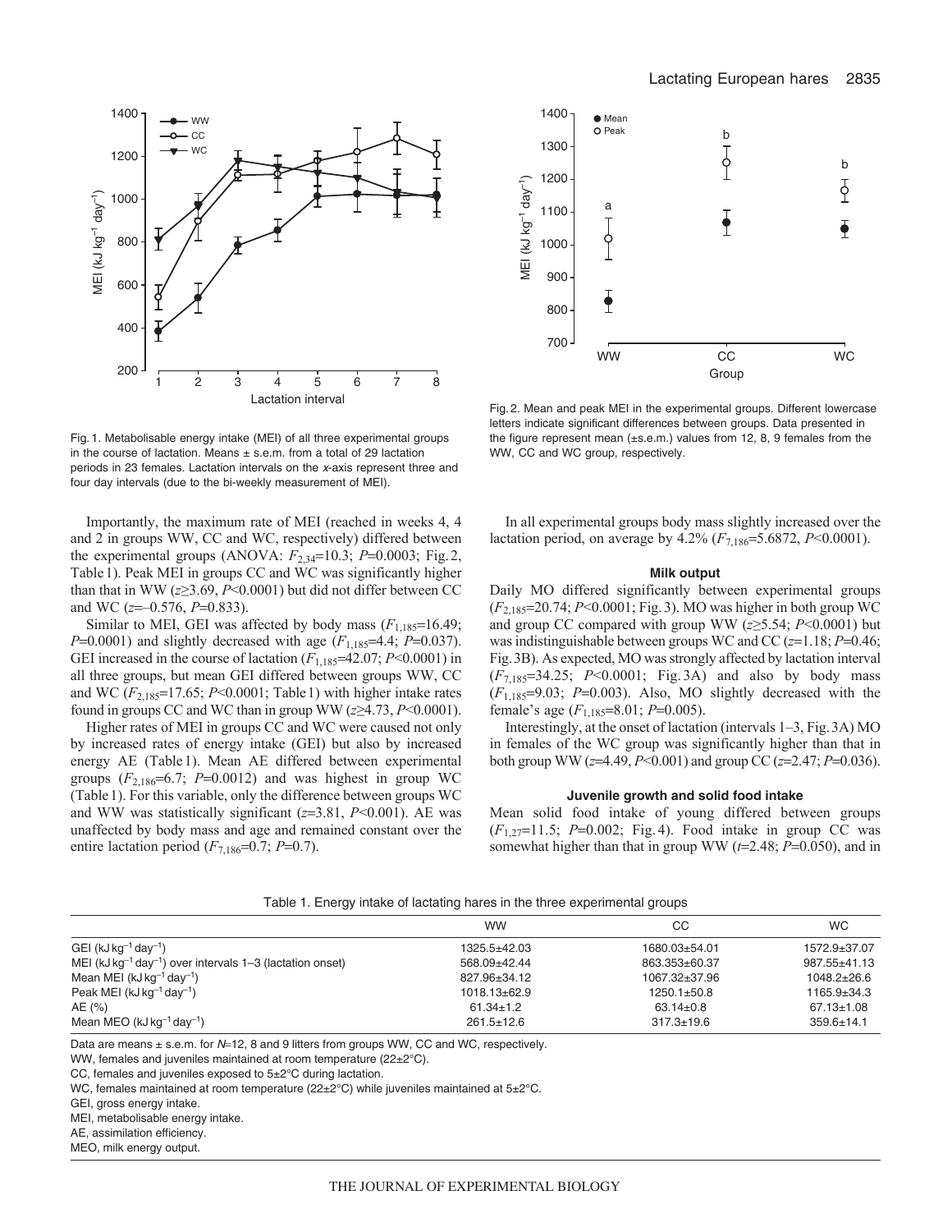Fig. 1. Metabolisable energy intake (MEI) of all three experimental groups in the course of lactation. Means ± s.e.m. from a total of 29 lactation periods in 23 females. Lactation intervals on the *x*-axis represent three and four day intervals (due to the bi-weekly measurement of MEI).

Fig. 2. Mean and peak MEI in the experimental groups. Different lowercase letters indicate significant differences between groups. Data presented in the figure represent mean (±s.e.m.) values from 12, 8, 9 females from the WW, CC and WC group, respectively.

Importantly, the maximum rate of MEI (reached in weeks 4, 4 and 2 in groups WW, CC and WC, respectively) differed between the experimental groups (ANOVA: $F_{2,34}$=10.3; *P*=0.0003; Fig. 2, Table 1). Peak MEI in groups CC and WC was significantly higher than that in WW ($z \geq 3.69$, $P<0.0001$) but did not differ between CC and WC ($z$=–0.576, *P*=0.833).

Similar to MEI, GEI was affected by body mass ($F_{1,185}$=16.49; *P*=0.0001) and slightly decreased with age ($F_{1,185}$=4.4; *P*=0.037). GEI increased in the course of lactation ($F_{1,185}$=42.07; $P<0.0001$) in all three groups, but mean GEI differed between groups WW, CC and WC ($F_{2,185}$=17.65; $P<0.0001$; Table 1) with higher intake rates found in groups CC and WC than in group WW ($z \geq 4.73$, $P<0.0001$).

Higher rates of MEI in groups CC and WC were caused not only by increased rates of energy intake (GEI) but also by increased energy AE (Table 1). Mean AE differed between experimental groups ($F_{2,186}$=6.7; *P*=0.0012) and was highest in group WC (Table 1). For this variable, only the difference between groups WC and WW was statistically significant ($z$=3.81, $P<0.001$). AE was unaffected by body mass and age and remained constant over the entire lactation period ($F_{7,186}$=0.7; *P*=0.7).

In all experimental groups body mass slightly increased over the lactation period, on average by 4.2% ($F_{7,186}$=5.6872, $P<0.0001$).

### Milk output

Daily MO differed significantly between experimental groups ($F_{2,185}$=20.74; $P<0.0001$; Fig. 3). MO was higher in both group WC and group CC compared with group WW ($z \geq 5.54$; $P<0.0001$) but was indistinguishable between groups WC and CC ($z$=1.18; *P*=0.46; Fig. 3B). As expected, MO was strongly affected by lactation interval ($F_{7,185}$=34.25; $P<0.0001$; Fig. 3A) and also by body mass ($F_{1,185}$=9.03; *P*=0.003). Also, MO slightly decreased with the female's age ($F_{1,185}$=8.01; *P*=0.005).

Interestingly, at the onset of lactation (intervals 1–3, Fig. 3A) MO in females of the WC group was significantly higher than that in both group WW ($z$=4.49, $P<0.001$) and group CC ($z$=2.47; *P*=0.036).

### Juvenile growth and solid food intake

Mean solid food intake of young differed between groups ($F_{1,27}$=11.5; *P*=0.002; Fig. 4). Food intake in group CC was somewhat higher than that in group WW ($t$=2.48; *P*=0.050), and in

Table 1. Energy intake of lactating hares in the three experimental groups

| | WW | CC | WC |
|---|---|---|---|
| GEI (kJ kg$^{-1}$ day$^{-1}$) | 1325.5±42.03 | 1680.03±54.01 | 1572.9±37.07 |
| MEI (kJ kg$^{-1}$ day$^{-1}$) over intervals 1–3 (lactation onset) | 568.09±42.44 | 863.353±60.37 | 987.55±41.13 |
| Mean MEI (kJ kg$^{-1}$ day$^{-1}$) | 827.96±34.12 | 1067.32±37.96 | 1048.2±26.6 |
| Peak MEI (kJ kg$^{-1}$ day$^{-1}$) | 1018.13±62.9 | 1250.1±50.8 | 1165.9±34.3 |
| AE (%) | 61.34±1.2 | 63.14±0.8 | 67.13±1.08 |
| Mean MEO (kJ kg$^{-1}$ day$^{-1}$) | 261.5±12.6 | 317.3±19.6 | 359.6±14.1 |

Data are means ± s.e.m. for *N*=12, 8 and 9 litters from groups WW, CC and WC, respectively.

WW, females and juveniles maintained at room temperature (22±2°C).

CC, females and juveniles exposed to 5±2°C during lactation.

WC, females maintained at room temperature (22±2°C) while juveniles maintained at 5±2°C.

GEI, gross energy intake.

MEI, metabolisable energy intake.

AE, assimilation efficiency.

MEO, milk energy output.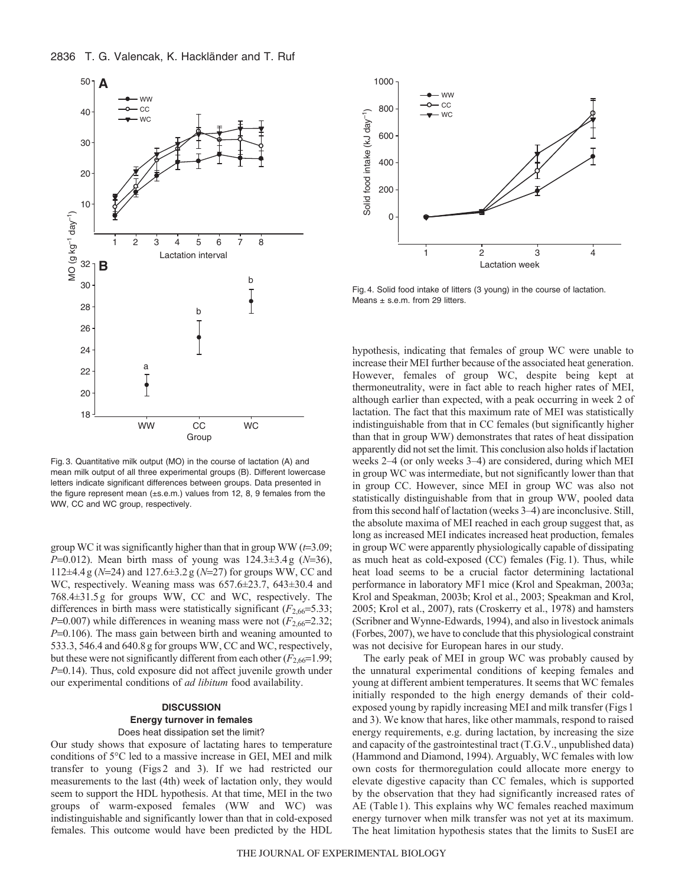Fig. 3. Quantitative milk output (MO) in the course of lactation (A) and mean milk output of all three experimental groups (B). Different lowercase letters indicate significant differences between groups. Data presented in the figure represent mean (±s.e.m.) values from 12, 8, 9 females from the WW, CC and WC group, respectively.

Fig. 4. Solid food intake of litters (3 young) in the course of lactation. Means ± s.e.m. from 29 litters.

group WC it was significantly higher than that in group WW ($t$=3.09; $P$=0.012). Mean birth mass of young was 124.3±3.4 g ($N$=36), 112±4.4 g ($N$=24) and 127.6±3.2 g ($N$=27) for groups WW, CC and WC, respectively. Weaning mass was 657.6±23.7, 643±30.4 and 768.4±31.5 g for groups WW, CC and WC, respectively. The differences in birth mass were statistically significant ($F_{2,66}$=5.33; $P$=0.007) while differences in weaning mass were not ($F_{2,66}$=2.32; $P$=0.106). The mass gain between birth and weaning amounted to 533.3, 546.4 and 640.8 g for groups WW, CC and WC, respectively, but these were not significantly different from each other ($F_{2,66}$=1.99; $P$=0.14). Thus, cold exposure did not affect juvenile growth under our experimental conditions of *ad libitum* food availability.

## DISCUSSION

### Energy turnover in females

#### Does heat dissipation set the limit?

Our study shows that exposure of lactating hares to temperature conditions of 5°C led to a massive increase in GEI, MEI and milk transfer to young (Figs 2 and 3). If we had restricted our measurements to the last (4th) week of lactation only, they would seem to support the HDL hypothesis. At that time, MEI in the two groups of warm-exposed females (WW and WC) was indistinguishable and significantly lower than that in cold-exposed females. This outcome would have been predicted by the HDL hypothesis, indicating that females of group WC were unable to increase their MEI further because of the associated heat generation. However, females of group WC, despite being kept at thermoneutrality, were in fact able to reach higher rates of MEI, although earlier than expected, with a peak occurring in week 2 of lactation. The fact that this maximum rate of MEI was statistically indistinguishable from that in CC females (but significantly higher than that in group WW) demonstrates that rates of heat dissipation apparently did not set the limit. This conclusion also holds if lactation weeks 2–4 (or only weeks 3–4) are considered, during which MEI in group WC was intermediate, but not significantly lower than that in group CC. However, since MEI in group WC was also not statistically distinguishable from that in group WW, pooled data from this second half of lactation (weeks 3–4) are inconclusive. Still, the absolute maxima of MEI reached in each group suggest that, as long as increased MEI indicates increased heat production, females in group WC were apparently physiologically capable of dissipating as much heat as cold-exposed (CC) females (Fig. 1). Thus, while heat load seems to be a crucial factor determining lactational performance in laboratory MF1 mice (Krol and Speakman, 2003a; Krol and Speakman, 2003b; Krol et al., 2003; Speakman and Krol, 2005; Krol et al., 2007), rats (Croskerry et al., 1978) and hamsters (Scribner and Wynne-Edwards, 1994), and also in livestock animals (Forbes, 2007), we have to conclude that this physiological constraint was not decisive for European hares in our study.

The early peak of MEI in group WC was probably caused by the unnatural experimental conditions of keeping females and young at different ambient temperatures. It seems that WC females initially responded to the high energy demands of their cold-exposed young by rapidly increasing MEI and milk transfer (Figs 1 and 3). We know that hares, like other mammals, respond to raised energy requirements, e.g. during lactation, by increasing the size and capacity of the gastrointestinal tract (T.G.V., unpublished data) (Hammond and Diamond, 1994). Arguably, WC females with low own costs for thermoregulation could allocate more energy to elevate digestive capacity than CC females, which is supported by the observation that they had significantly increased rates of AE (Table 1). This explains why WC females reached maximum energy turnover when milk transfer was not yet at its maximum. The heat limitation hypothesis states that the limits to SusEI are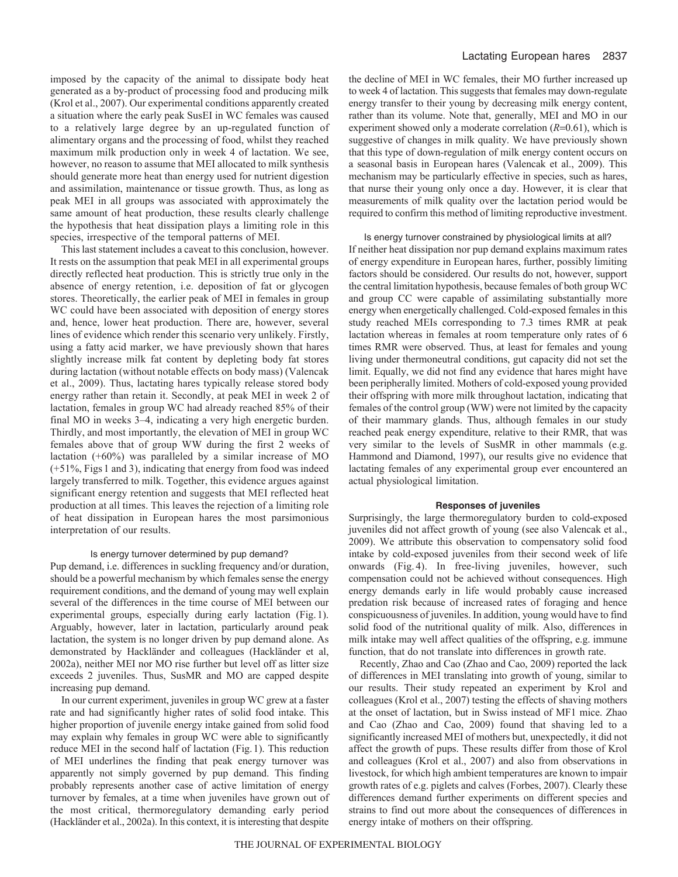imposed by the capacity of the animal to dissipate body heat generated as a by-product of processing food and producing milk (Krol et al., 2007). Our experimental conditions apparently created a situation where the early peak SusEI in WC females was caused to a relatively large degree by an up-regulated function of alimentary organs and the processing of food, whilst they reached maximum milk production only in week 4 of lactation. We see, however, no reason to assume that MEI allocated to milk synthesis should generate more heat than energy used for nutrient digestion and assimilation, maintenance or tissue growth. Thus, as long as peak MEI in all groups was associated with approximately the same amount of heat production, these results clearly challenge the hypothesis that heat dissipation plays a limiting role in this species, irrespective of the temporal patterns of MEI.

This last statement includes a caveat to this conclusion, however. It rests on the assumption that peak MEI in all experimental groups directly reflected heat production. This is strictly true only in the absence of energy retention, i.e. deposition of fat or glycogen stores. Theoretically, the earlier peak of MEI in females in group WC could have been associated with deposition of energy stores and, hence, lower heat production. There are, however, several lines of evidence which render this scenario very unlikely. Firstly, using a fatty acid marker, we have previously shown that hares slightly increase milk fat content by depleting body fat stores during lactation (without notable effects on body mass) (Valencak et al., 2009). Thus, lactating hares typically release stored body energy rather than retain it. Secondly, at peak MEI in week 2 of lactation, females in group WC had already reached 85% of their final MO in weeks 3–4, indicating a very high energetic burden. Thirdly, and most importantly, the elevation of MEI in group WC females above that of group WW during the first 2 weeks of lactation (+60%) was paralleled by a similar increase of MO (+51%, Figs 1 and 3), indicating that energy from food was indeed largely transferred to milk. Together, this evidence argues against significant energy retention and suggests that MEI reflected heat production at all times. This leaves the rejection of a limiting role of heat dissipation in European hares the most parsimonious interpretation of our results.

### Is energy turnover determined by pup demand?

Pup demand, i.e. differences in suckling frequency and/or duration, should be a powerful mechanism by which females sense the energy requirement conditions, and the demand of young may well explain several of the differences in the time course of MEI between our experimental groups, especially during early lactation (Fig. 1). Arguably, however, later in lactation, particularly around peak lactation, the system is no longer driven by pup demand alone. As demonstrated by Hackländer and colleagues (Hackländer et al, 2002a), neither MEI nor MO rise further but level off as litter size exceeds 2 juveniles. Thus, SusMR and MO are capped despite increasing pup demand.

In our current experiment, juveniles in group WC grew at a faster rate and had significantly higher rates of solid food intake. This higher proportion of juvenile energy intake gained from solid food may explain why females in group WC were able to significantly reduce MEI in the second half of lactation (Fig. 1). This reduction of MEI underlines the finding that peak energy turnover was apparently not simply governed by pup demand. This finding probably represents another case of active limitation of energy turnover by females, at a time when juveniles have grown out of the most critical, thermoregulatory demanding early period (Hackländer et al., 2002a). In this context, it is interesting that despite the decline of MEI in WC females, their MO further increased up to week 4 of lactation. This suggests that females may down-regulate energy transfer to their young by decreasing milk energy content, rather than its volume. Note that, generally, MEI and MO in our experiment showed only a moderate correlation ($R$=0.61), which is suggestive of changes in milk quality. We have previously shown that this type of down-regulation of milk energy content occurs on a seasonal basis in European hares (Valencak et al., 2009). This mechanism may be particularly effective in species, such as hares, that nurse their young only once a day. However, it is clear that measurements of milk quality over the lactation period would be required to confirm this method of limiting reproductive investment.

### Is energy turnover constrained by physiological limits at all?

If neither heat dissipation nor pup demand explains maximum rates of energy expenditure in European hares, further, possibly limiting factors should be considered. Our results do not, however, support the central limitation hypothesis, because females of both group WC and group CC were capable of assimilating substantially more energy when energetically challenged. Cold-exposed females in this study reached MEIs corresponding to 7.3 times RMR at peak lactation whereas in females at room temperature only rates of 6 times RMR were observed. Thus, at least for females and young living under thermoneutral conditions, gut capacity did not set the limit. Equally, we did not find any evidence that hares might have been peripherally limited. Mothers of cold-exposed young provided their offspring with more milk throughout lactation, indicating that females of the control group (WW) were not limited by the capacity of their mammary glands. Thus, although females in our study reached peak energy expenditure, relative to their RMR, that was very similar to the levels of SusMR in other mammals (e.g. Hammond and Diamond, 1997), our results give no evidence that lactating females of any experimental group ever encountered an actual physiological limitation.

## Responses of juveniles

Surprisingly, the large thermoregulatory burden to cold-exposed juveniles did not affect growth of young (see also Valencak et al., 2009). We attribute this observation to compensatory solid food intake by cold-exposed juveniles from their second week of life onwards (Fig. 4). In free-living juveniles, however, such compensation could not be achieved without consequences. High energy demands early in life would probably cause increased predation risk because of increased rates of foraging and hence conspicuousness of juveniles. In addition, young would have to find solid food of the nutritional quality of milk. Also, differences in milk intake may well affect qualities of the offspring, e.g. immune function, that do not translate into differences in growth rate.

Recently, Zhao and Cao (Zhao and Cao, 2009) reported the lack of differences in MEI translating into growth of young, similar to our results. Their study repeated an experiment by Krol and colleagues (Krol et al., 2007) testing the effects of shaving mothers at the onset of lactation, but in Swiss instead of MF1 mice. Zhao and Cao (Zhao and Cao, 2009) found that shaving led to a significantly increased MEI of mothers but, unexpectedly, it did not affect the growth of pups. These results differ from those of Krol and colleagues (Krol et al., 2007) and also from observations in livestock, for which high ambient temperatures are known to impair growth rates of e.g. piglets and calves (Forbes, 2007). Clearly these differences demand further experiments on different species and strains to find out more about the consequences of differences in energy intake of mothers on their offspring.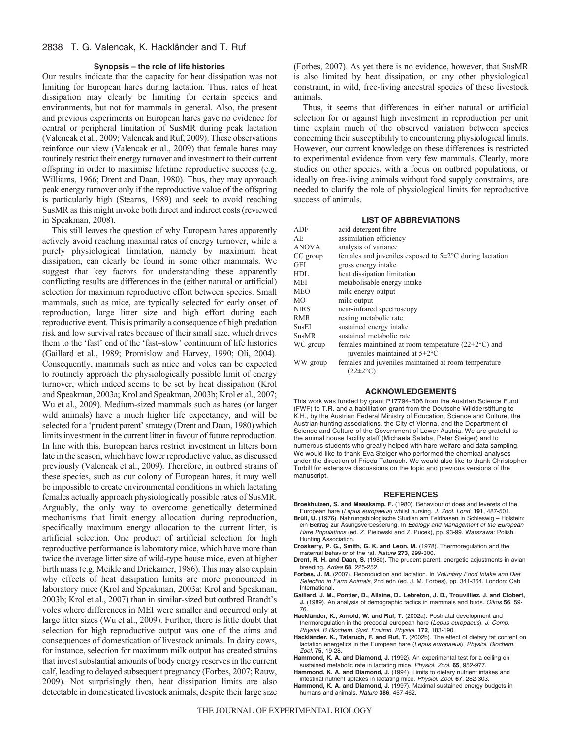### Synopsis – the role of life histories

Our results indicate that the capacity for heat dissipation was not limiting for European hares during lactation. Thus, rates of heat dissipation may clearly be limiting for certain species and environments, but not for mammals in general. Also, the present and previous experiments on European hares gave no evidence for central or peripheral limitation of SusMR during peak lactation (Valencak et al., 2009; Valencak and Ruf, 2009). These observations reinforce our view (Valencak et al., 2009) that female hares may routinely restrict their energy turnover and investment to their current offspring in order to maximise lifetime reproductive success (e.g. Williams, 1966; Drent and Daan, 1980). Thus, they may approach peak energy turnover only if the reproductive value of the offspring is particularly high (Stearns, 1989) and seek to avoid reaching SusMR as this might invoke both direct and indirect costs (reviewed in Speakman, 2008).

This still leaves the question of why European hares apparently actively avoid reaching maximal rates of energy turnover, while a purely physiological limitation, namely by maximum heat dissipation, can clearly be found in some other mammals. We suggest that key factors for understanding these apparently conflicting results are differences in the (either natural or artificial) selection for maximum reproductive effort between species. Small mammals, such as mice, are typically selected for early onset of reproduction, large litter size and high effort during each reproductive event. This is primarily a consequence of high predation risk and low survival rates because of their small size, which drives them to the 'fast' end of the 'fast–slow' continuum of life histories (Gaillard et al., 1989; Promislow and Harvey, 1990; Oli, 2004). Consequently, mammals such as mice and voles can be expected to routinely approach the physiologically possible limit of energy turnover, which indeed seems to be set by heat dissipation (Krol and Speakman, 2003a; Krol and Speakman, 2003b; Krol et al., 2007; Wu et al., 2009). Medium-sized mammals such as hares (or larger wild animals) have a much higher life expectancy, and will be selected for a 'prudent parent' strategy (Drent and Daan, 1980) which limits investment in the current litter in favour of future reproduction. In line with this, European hares restrict investment in litters born late in the season, which have lower reproductive value, as discussed previously (Valencak et al., 2009). Therefore, in outbred strains of these species, such as our colony of European hares, it may well be impossible to create environmental conditions in which lactating females actually approach physiologically possible rates of SusMR. Arguably, the only way to overcome genetically determined mechanisms that limit energy allocation during reproduction, specifically maximum energy allocation to the current litter, is artificial selection. One product of artificial selection for high reproductive performance is laboratory mice, which have more than twice the average litter size of wild-type house mice, even at higher birth mass (e.g. Meikle and Drickamer, 1986). This may also explain why effects of heat dissipation limits are more pronounced in laboratory mice (Krol and Speakman, 2003a; Krol and Speakman, 2003b; Krol et al., 2007) than in similar-sized but outbred Brandt's voles where differences in MEI were smaller and occurred only at large litter sizes (Wu et al., 2009). Further, there is little doubt that selection for high reproductive output was one of the aims and consequences of domestication of livestock animals. In dairy cows, for instance, selection for maximum milk output has created strains that invest substantial amounts of body energy reserves in the current calf, leading to delayed subsequent pregnancy (Forbes, 2007; Rauw, 2009). Not surprisingly then, heat dissipation limits are also detectable in domesticated livestock animals, despite their large size (Forbes, 2007). As yet there is no evidence, however, that SusMR is also limited by heat dissipation, or any other physiological constraint, in wild, free-living ancestral species of these livestock animals.

Thus, it seems that differences in either natural or artificial selection for or against high investment in reproduction per unit time explain much of the observed variation between species concerning their susceptibility to encountering physiological limits. However, our current knowledge on these differences is restricted to experimental evidence from very few mammals. Clearly, more studies on other species, with a focus on outbred populations, or ideally on free-living animals without food supply constraints, are needed to clarify the role of physiological limits for reproductive success of animals.

## LIST OF ABBREVIATIONS

| | |
|---|---|
| ADF | acid detergent fibre |
| AE | assimilation efficiency |
| ANOVA | analysis of variance |
| CC group | females and juveniles exposed to 5±2°C during lactation |
| GEI | gross energy intake |
| HDL | heat dissipation limitation |
| MEI | metabolisable energy intake |
| MEO | milk energy output |
| MO | milk output |
| NIRS | near-infrared spectroscopy |
| RMR | resting metabolic rate |
| SusEI | sustained energy intake |
| SusMR | sustained metabolic rate |
| WC group | females maintained at room temperature (22±2°C) and juveniles maintained at 5±2°C |
| WW group | females and juveniles maintained at room temperature (22±2°C) |

## ACKNOWLEDGEMENTS

This work was funded by grant P17794-B06 from the Austrian Science Fund (FWF) to T.R. and a habilitation grant from the Deutsche Wildtierstiftung to K.H., by the Austrian Federal Ministry of Education, Science and Culture, the Austrian hunting associations, the City of Vienna, and the Department of Science and Culture of the Government of Lower Austria. We are grateful to the animal house facility staff (Michaela Salaba, Peter Steiger) and to numerous students who greatly helped with hare welfare and data sampling. We would like to thank Eva Steiger who performed the chemical analyses under the direction of Frieda Tataruch. We would also like to thank Christopher Turbill for extensive discussions on the topic and previous versions of the manuscript.

## REFERENCES

**Broekhuizen, S. and Maaskamp, F.** (1980). Behaviour of does and leverets of the European hare (*Lepus europaeus*) whilst nursing. *J. Zool. Lond.* **191**, 487-501.

**Brüll, U.** (1976). Nahrungsbiologische Studien am Feldhasen in Schleswig – Holstein: ein Beitrag zur Äsungsverbesserung. In *Ecology and Management of the European Hare Populations* (ed. Z. Pielowski and Z. Pucek), pp. 93-99. Warszawa: Polish Hunting Association.

**Croskerry, P. G., Smith, G. K. and Leon, M.** (1978). Thermoregulation and the maternal behavior of the rat. *Nature* **273**, 299-300.

**Drent, R. H. and Daan, S.** (1980). The prudent parent: energetic adjustments in avian breeding. *Ardea* **68**, 225-252.

**Forbes, J. M.** (2007). Reproduction and lactation. In *Voluntary Food Intake and Diet Selection in Farm Animals,* 2nd edn (ed. J. M. Forbes), pp. 341-364. London: Cab International.

**Gaillard, J. M., Pontier, D., Allaine, D., Lebreton, J. D., Trouvilliez, J. and Clobert, J.** (1989). An analysis of demographic tactics in mammals and birds. *Oikos* **56**, 59-76.

**Hackländer, K., Arnold, W. and Ruf, T.** (2002a). Postnatal development and thermoregulation in the precocial european hare (*Lepus europaeus*). *J. Comp. Physiol. B Biochem. Syst. Environ. Physiol.* **172**, 183-190.

**Hackländer, K., Tataruch, F. and Ruf, T.** (2002b). The effect of dietary fat content on lactation energetics in the European hare (*Lepus europaeus*). *Physiol. Biochem. Zool.* **75**, 19-28.

**Hammond, K. A. and Diamond, J.** (1992). An experimental test for a ceiling on sustained metabolic rate in lactating mice. *Physiol. Zool.* **65**, 952-977.

**Hammond, K. A. and Diamond, J.** (1994). Limits to dietary nutrient intakes and intestinal nutrient uptakes in lactating mice. *Physiol. Zool.* **67**, 282-303.

**Hammond, K. A. and Diamond, J.** (1997). Maximal sustained energy budgets in humans and animals. *Nature* **386**, 457-462.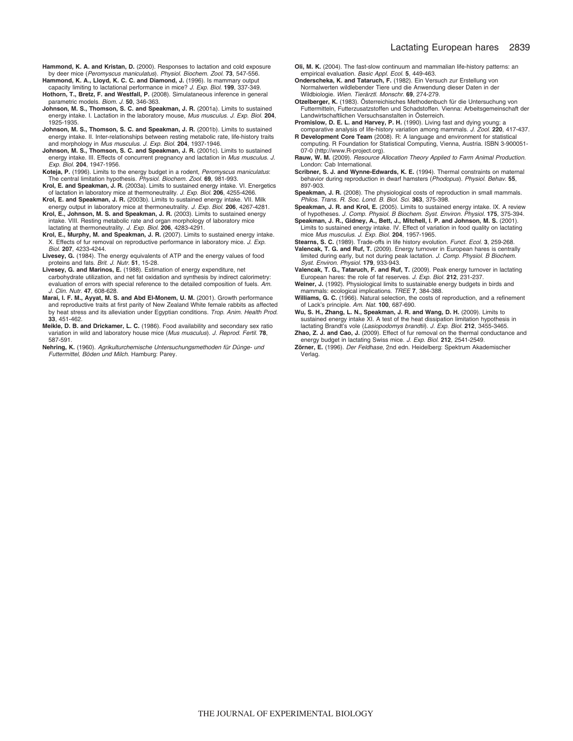**Hammond, K. A. and Kristan, D.** (2000). Responses to lactation and cold exposure by deer mice (*Peromyscus maniculatus*). *Physiol. Biochem. Zool.* **73**, 547-556.

**Hammond, K. A., Lloyd, K. C. C. and Diamond, J.** (1996). Is mammary output capacity limiting to lactational performance in mice? *J. Exp. Biol.* **199**, 337-349.

**Hothorn, T., Bretz, F. and Westfall, P.** (2008). Simulataneous inference in general parametric models. *Biom. J.* **50**, 346-363.

**Johnson, M. S., Thomson, S. C. and Speakman, J. R.** (2001a). Limits to sustained energy intake. I. Lactation in the laboratory mouse, *Mus musculus*. *J. Exp. Biol.* **204**, 1925-1935.

**Johnson, M. S., Thomson, S. C. and Speakman, J. R.** (2001b). Limits to sustained energy intake. II. Inter-relationships between resting metabolic rate, life-history traits and morphology in *Mus musculus*. *J. Exp. Biol.* **204**, 1937-1946.

**Johnson, M. S., Thomson, S. C. and Speakman, J. R.** (2001c). Limits to sustained energy intake. III. Effects of concurrent pregnancy and lactation in *Mus musculus*. *J. Exp. Biol.* **204**, 1947-1956.

**Koteja, P.** (1996). Limits to the energy budget in a rodent, *Peromyscus maniculatus*: The central limitation hypothesis. *Physiol. Biochem. Zool.* **69**, 981-993.

**Krol, E. and Speakman, J. R.** (2003a). Limits to sustained energy intake. VI. Energetics of lactation in laboratory mice at thermoneutrality. *J. Exp. Biol.* **206**, 4255-4266.

**Krol, E. and Speakman, J. R.** (2003b). Limits to sustained energy intake. VII. Milk energy output in laboratory mice at thermoneutrality. *J. Exp. Biol.* **206**, 4267-4281.

**Krol, E., Johnson, M. S. and Speakman, J. R.** (2003). Limits to sustained energy intake. VIII. Resting metabolic rate and organ morphology of laboratory mice lactating at thermoneutrality. *J. Exp. Biol.* **206**, 4283-4291.

**Krol, E., Murphy, M. and Speakman, J. R.** (2007). Limits to sustained energy intake. X. Effects of fur removal on reproductive performance in laboratory mice. *J. Exp. Biol.* **207**, 4233-4244.

**Livesey, G.** (1984). The energy equivalents of ATP and the energy values of food proteins and fats. *Brit. J. Nutr.* **51**, 15-28.

**Livesey, G. and Marinos, E.** (1988). Estimation of energy expenditure, net carbohydrate utilization, and net fat oxidation and synthesis by indirect calorimetry: evaluation of errors with special reference to the detailed composition of fuels. *Am. J. Clin. Nutr.* **47**, 608-628.

**Marai, I. F. M., Ayyat, M. S. and Abd El-Monem, U. M.** (2001). Growth performance and reproductive traits at first parity of New Zealand White female rabbits as affected by heat stress and its alleviation under Egyptian conditions. *Trop. Anim. Health Prod.* **33**, 451-462.

**Meikle, D. B. and Drickamer, L. C.** (1986). Food availability and secondary sex ratio variation in wild and laboratory house mice (*Mus musculus*). *J. Reprod. Fertil.* **78**, 587-591.

**Nehring, K.** (1960). *Agrikulturchemische Untersuchungsmethoden für Dünge- und Futtermittel, Böden und Milch.* Hamburg: Parey.

**Oli, M. K.** (2004). The fast-slow continuum and mammalian life-history patterns: an empirical evaluation. *Basic Appl. Ecol.* **5**, 449-463.

**Onderscheka, K. and Tataruch, F.** (1982). Ein Versuch zur Erstellung von Normalwerten wildlebender Tiere und die Anwendung dieser Daten in der Wildbiologie. *Wien. Tierärztl. Monschr.* **69**, 274-279.

**Otzelberger, K.** (1983). Österreichisches Methodenbuch für die Untersuchung von Futtermitteln, Futterzusatzstoffen und Schadstoffen. Vienna: Arbeitsgemeinschaft der Landwirtschaftlichen Versuchsanstalten in Österreich.

**Promislow, D. E. L. and Harvey, P. H.** (1990). Living fast and dying young: a comparative analysis of life-history variation among mammals. *J. Zool.* **220**, 417-437.

**R Development Core Team** (2008). R: A language and environment for statistical computing. R Foundation for Statistical Computing, Vienna, Austria. ISBN 3-900051-07-0 (http://www.R-project.org).

**Rauw, W. M.** (2009). *Resource Allocation Theory Applied to Farm Animal Production.* London: Cab International.

**Scribner, S. J. and Wynne-Edwards, K. E.** (1994). Thermal constraints on maternal behavior during reproduction in dwarf hamsters (*Phodopus*). *Physiol. Behav.* **55**, 897-903.

**Speakman, J. R.** (2008). The physiological costs of reproduction in small mammals. *Philos. Trans. R. Soc. Lond. B. Biol. Sci.* **363**, 375-398.

**Speakman, J. R. and Krol, E.** (2005). Limits to sustained energy intake. IX. A review of hypotheses. *J. Comp. Physiol. B Biochem. Syst. Environ. Physiol.* **175**, 375-394.

**Speakman, J. R., Gidney, A., Bett, J., Mitchell, I. P. and Johnson, M. S.** (2001). Limits to sustained energy intake. IV. Effect of variation in food quality on lactating mice *Mus musculus*. *J. Exp. Biol.* **204**, 1957-1965.

**Stearns, S. C.** (1989). Trade-offs in life history evolution. *Funct. Ecol.* **3**, 259-268.

**Valencak, T. G. and Ruf, T.** (2009). Energy turnover in European hares is centrally limited during early, but not during peak lactation. *J. Comp. Physiol. B Biochem. Syst. Environ. Physiol.* **179**, 933-943.

**Valencak, T. G., Tataruch, F. and Ruf, T.** (2009). Peak energy turnover in lactating European hares: the role of fat reserves. *J. Exp. Biol.* **212**, 231-237.

**Weiner, J.** (1992). Physiological limits to sustainable energy budgets in birds and mammals: ecological implications. *TREE* **7**, 384-388.

**Williams, G. C.** (1966). Natural selection, the costs of reproduction, and a refinement of Lack's principle. *Am. Nat.* **100**, 687-690.

**Wu, S. H., Zhang, L. N., Speakman, J. R. and Wang, D. H.** (2009). Limits to sustained energy intake XI. A test of the heat dissipation limitation hypothesis in lactating Brandt's vole (*Lasiopodomys brandtii*). *J. Exp. Biol.* **212**, 3455-3465.

**Zhao, Z. J. and Cao, J.** (2009). Effect of fur removal on the thermal conductance and energy budget in lactating Swiss mice. *J. Exp. Biol.* **212**, 2541-2549.

**Zörner, E.** (1996). *Der Feldhase*, 2nd edn. Heidelberg: Spektrum Akademischer Verlag.